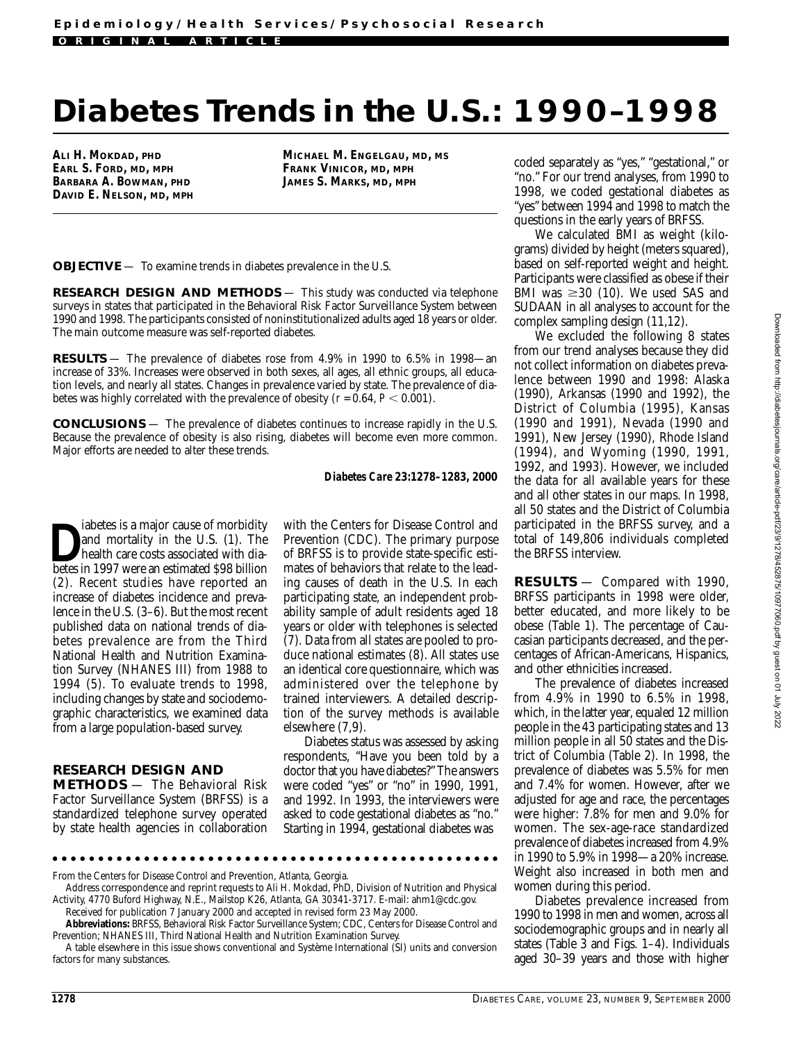# Diabetes Trends in the U.S.: 1990–1998

**ALI H. MOKDAD, PHD**
**EARL S. FORD, MD, MPH**
**BARBARA A. BOWMAN, PHD**
**DAVID E. NELSON, MD, MPH**
**MICHAEL M. ENGELGAU, MD, MS**
**FRANK VINICOR, MD, MPH**
**JAMES S. MARKS, MD, MPH**

**OBJECTIVE** — To examine trends in diabetes prevalence in the U.S.

**RESEARCH DESIGN AND METHODS** — This study was conducted via telephone surveys in states that participated in the Behavioral Risk Factor Surveillance System between 1990 and 1998. The participants consisted of noninstitutionalized adults aged 18 years or older. The main outcome measure was self-reported diabetes.

**RESULTS** — The prevalence of diabetes rose from 4.9% in 1990 to 6.5% in 1998—an increase of 33%. Increases were observed in both sexes, all ages, all ethnic groups, all education levels, and nearly all states. Changes in prevalence varied by state. The prevalence of diabetes was highly correlated with the prevalence of obesity ($r = 0.64$, $P < 0.001$).

**CONCLUSIONS** — The prevalence of diabetes continues to increase rapidly in the U.S. Because the prevalence of obesity is also rising, diabetes will become even more common. Major efforts are needed to alter these trends.

***Diabetes Care* 23:1278–1283, 2000**

Diabetes is a major cause of morbidity and mortality in the U.S. (1). The health care costs associated with diabetes in 1997 were an estimated $98 billion (2). Recent studies have reported an increase of diabetes incidence and prevalence in the U.S. (3–6). But the most recent published data on national trends of diabetes prevalence are from the Third National Health and Nutrition Examination Survey (NHANES III) from 1988 to 1994 (5). To evaluate trends to 1998, including changes by state and sociodemographic characteristics, we examined data from a large population-based survey.

## RESEARCH DESIGN AND METHODS

The Behavioral Risk Factor Surveillance System (BRFSS) is a standardized telephone survey operated by state health agencies in collaboration with the Centers for Disease Control and Prevention (CDC). The primary purpose of BRFSS is to provide state-specific estimates of behaviors that relate to the leading causes of death in the U.S. In each participating state, an independent probability sample of adult residents aged 18 years or older with telephones is selected (7). Data from all states are pooled to produce national estimates (8). All states use an identical core questionnaire, which was administered over the telephone by trained interviewers. A detailed description of the survey methods is available elsewhere (7,9).

Diabetes status was assessed by asking respondents, "Have you been told by a doctor that you have diabetes?" The answers were coded "yes" or "no" in 1990, 1991, and 1992. In 1993, the interviewers were asked to code gestational diabetes as "no." Starting in 1994, gestational diabetes was coded separately as "yes," "gestational," or "no." For our trend analyses, from 1990 to 1998, we coded gestational diabetes as "yes" between 1994 and 1998 to match the questions in the early years of BRFSS.

We calculated BMI as weight (kilograms) divided by height (meters squared), based on self-reported weight and height. Participants were classified as obese if their BMI was ≥30 (10). We used SAS and SUDAAN in all analyses to account for the complex sampling design (11,12).

We excluded the following 8 states from our trend analyses because they did not collect information on diabetes prevalence between 1990 and 1998: Alaska (1990), Arkansas (1990 and 1992), the District of Columbia (1995), Kansas (1990 and 1991), Nevada (1990 and 1991), New Jersey (1990), Rhode Island (1994), and Wyoming (1990, 1991, 1992, and 1993). However, we included the data for all available years for these and all other states in our maps. In 1998, all 50 states and the District of Columbia participated in the BRFSS survey, and a total of 149,806 individuals completed the BRFSS interview.

## RESULTS

Compared with 1990, BRFSS participants in 1998 were older, better educated, and more likely to be obese (Table 1). The percentage of Caucasian participants decreased, and the percentages of African-Americans, Hispanics, and other ethnicities increased.

The prevalence of diabetes increased from 4.9% in 1990 to 6.5% in 1998, which, in the latter year, equaled 12 million people in the 43 participating states and 13 million people in all 50 states and the District of Columbia (Table 2). In 1998, the prevalence of diabetes was 5.5% for men and 7.4% for women. However, after we adjusted for age and race, the percentages were higher: 7.8% for men and 9.0% for women. The sex-age-race standardized prevalence of diabetes increased from 4.9% in 1990 to 5.9% in 1998—a 20% increase. Weight also increased in both men and women during this period.

Diabetes prevalence increased from 1990 to 1998 in men and women, across all sociodemographic groups and in nearly all states (Table 3 and Figs. 1–4). Individuals aged 30–39 years and those with higher

From the Centers for Disease Control and Prevention, Atlanta, Georgia.

Address correspondence and reprint requests to Ali H. Mokdad, PhD, Division of Nutrition and Physical Activity, 4770 Buford Highway, N.E., Mailstop K26, Atlanta, GA 30341-3717. E-mail: ahm1@cdc.gov.

Received for publication 7 January 2000 and accepted in revised form 23 May 2000.

**Abbreviations:** BRFSS, Behavioral Risk Factor Surveillance System; CDC, Centers for Disease Control and Prevention; NHANES III, Third National Health and Nutrition Examination Survey.

A table elsewhere in this issue shows conventional and Système International (SI) units and conversion factors for many substances.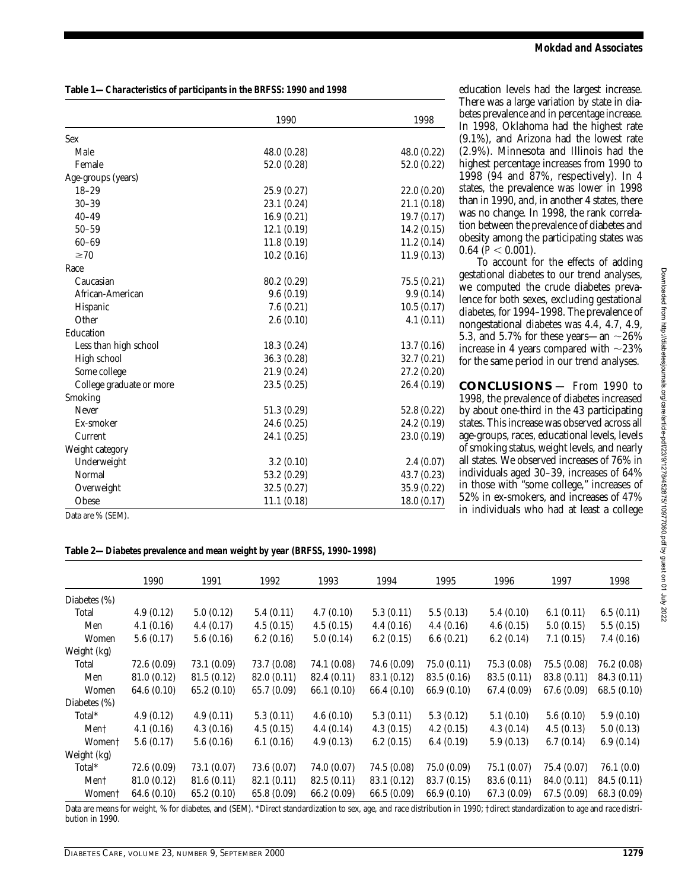**Table 1—Characteristics of participants in the BRFSS: 1990 and 1998**

| | 1990 | 1998 |
|---|---|---|
| Sex | | |
| Male | 48.0 (0.28) | 48.0 (0.22) |
| Female | 52.0 (0.28) | 52.0 (0.22) |
| Age-groups (years) | | |
| 18–29 | 25.9 (0.27) | 22.0 (0.20) |
| 30–39 | 23.1 (0.24) | 21.1 (0.18) |
| 40–49 | 16.9 (0.21) | 19.7 (0.17) |
| 50–59 | 12.1 (0.19) | 14.2 (0.15) |
| 60–69 | 11.8 (0.19) | 11.2 (0.14) |
| ≥70 | 10.2 (0.16) | 11.9 (0.13) |
| Race | | |
| Caucasian | 80.2 (0.29) | 75.5 (0.21) |
| African-American | 9.6 (0.19) | 9.9 (0.14) |
| Hispanic | 7.6 (0.21) | 10.5 (0.17) |
| Other | 2.6 (0.10) | 4.1 (0.11) |
| Education | | |
| Less than high school | 18.3 (0.24) | 13.7 (0.16) |
| High school | 36.3 (0.28) | 32.7 (0.21) |
| Some college | 21.9 (0.24) | 27.2 (0.20) |
| College graduate or more | 23.5 (0.25) | 26.4 (0.19) |
| Smoking | | |
| Never | 51.3 (0.29) | 52.8 (0.22) |
| Ex-smoker | 24.6 (0.25) | 24.2 (0.19) |
| Current | 24.1 (0.25) | 23.0 (0.19) |
| Weight category | | |
| Underweight | 3.2 (0.10) | 2.4 (0.07) |
| Normal | 53.2 (0.29) | 43.7 (0.23) |
| Overweight | 32.5 (0.27) | 35.9 (0.22) |
| Obese | 11.1 (0.18) | 18.0 (0.17) |

Data are % (SEM).

education levels had the largest increase. There was a large variation by state in diabetes prevalence and in percentage increase. In 1998, Oklahoma had the highest rate (9.1%), and Arizona had the lowest rate (2.9%). Minnesota and Illinois had the highest percentage increases from 1990 to 1998 (94 and 87%, respectively). In 4 states, the prevalence was lower in 1998 than in 1990, and, in another 4 states, there was no change. In 1998, the rank correlation between the prevalence of diabetes and obesity among the participating states was 0.64 ($P < 0.001$).

To account for the effects of adding gestational diabetes to our trend analyses, we computed the crude diabetes prevalence for both sexes, excluding gestational diabetes, for 1994–1998. The prevalence of nongestational diabetes was 4.4, 4.7, 4.9, 5.3, and 5.7% for these years—an ~26% increase in 4 years compared with ~23% for the same period in our trend analyses.

**CONCLUSIONS** — From 1990 to 1998, the prevalence of diabetes increased by about one-third in the 43 participating states. This increase was observed across all age-groups, races, educational levels, levels of smoking status, weight levels, and nearly all states. We observed increases of 76% in individuals aged 30–39, increases of 64% in those with "some college," increases of 52% in ex-smokers, and increases of 47% in individuals who had at least a college

**Table 2—Diabetes prevalence and mean weight by year (BRFSS, 1990–1998)**

| | 1990 | 1991 | 1992 | 1993 | 1994 | 1995 | 1996 | 1997 | 1998 |
|---|---|---|---|---|---|---|---|---|---|
| Diabetes (%) | | | | | | | | | |
| Total | 4.9 (0.12) | 5.0 (0.12) | 5.4 (0.11) | 4.7 (0.10) | 5.3 (0.11) | 5.5 (0.13) | 5.4 (0.10) | 6.1 (0.11) | 6.5 (0.11) |
| Men | 4.1 (0.16) | 4.4 (0.17) | 4.5 (0.15) | 4.5 (0.15) | 4.4 (0.16) | 4.4 (0.16) | 4.6 (0.15) | 5.0 (0.15) | 5.5 (0.15) |
| Women | 5.6 (0.17) | 5.6 (0.16) | 6.2 (0.16) | 5.0 (0.14) | 6.2 (0.15) | 6.6 (0.21) | 6.2 (0.14) | 7.1 (0.15) | 7.4 (0.16) |
| Weight (kg) | | | | | | | | | |
| Total | 72.6 (0.09) | 73.1 (0.09) | 73.7 (0.08) | 74.1 (0.08) | 74.6 (0.09) | 75.0 (0.11) | 75.3 (0.08) | 75.5 (0.08) | 76.2 (0.08) |
| Men | 81.0 (0.12) | 81.5 (0.12) | 82.0 (0.11) | 82.4 (0.11) | 83.1 (0.12) | 83.5 (0.16) | 83.5 (0.11) | 83.8 (0.11) | 84.3 (0.11) |
| Women | 64.6 (0.10) | 65.2 (0.10) | 65.7 (0.09) | 66.1 (0.10) | 66.4 (0.10) | 66.9 (0.10) | 67.4 (0.09) | 67.6 (0.09) | 68.5 (0.10) |
| Diabetes (%) | | | | | | | | | |
| Total* | 4.9 (0.12) | 4.9 (0.11) | 5.3 (0.11) | 4.6 (0.10) | 5.3 (0.11) | 5.3 (0.12) | 5.1 (0.10) | 5.6 (0.10) | 5.9 (0.10) |
| Men† | 4.1 (0.16) | 4.3 (0.16) | 4.5 (0.15) | 4.4 (0.14) | 4.3 (0.15) | 4.2 (0.15) | 4.3 (0.14) | 4.5 (0.13) | 5.0 (0.13) |
| Women† | 5.6 (0.17) | 5.6 (0.16) | 6.1 (0.16) | 4.9 (0.13) | 6.2 (0.15) | 6.4 (0.19) | 5.9 (0.13) | 6.7 (0.14) | 6.9 (0.14) |
| Weight (kg) | | | | | | | | | |
| Total* | 72.6 (0.09) | 73.1 (0.07) | 73.6 (0.07) | 74.0 (0.07) | 74.5 (0.08) | 75.0 (0.09) | 75.1 (0.07) | 75.4 (0.07) | 76.1 (0.0) |
| Men† | 81.0 (0.12) | 81.6 (0.11) | 82.1 (0.11) | 82.5 (0.11) | 83.1 (0.12) | 83.7 (0.15) | 83.6 (0.11) | 84.0 (0.11) | 84.5 (0.11) |
| Women† | 64.6 (0.10) | 65.2 (0.10) | 65.8 (0.09) | 66.2 (0.09) | 66.5 (0.09) | 66.9 (0.10) | 67.3 (0.09) | 67.5 (0.09) | 68.3 (0.09) |

Data are means for weight, % for diabetes, and (SEM). *Direct standardization to sex, age, and race distribution in 1990; †direct standardization to age and race distribution in 1990.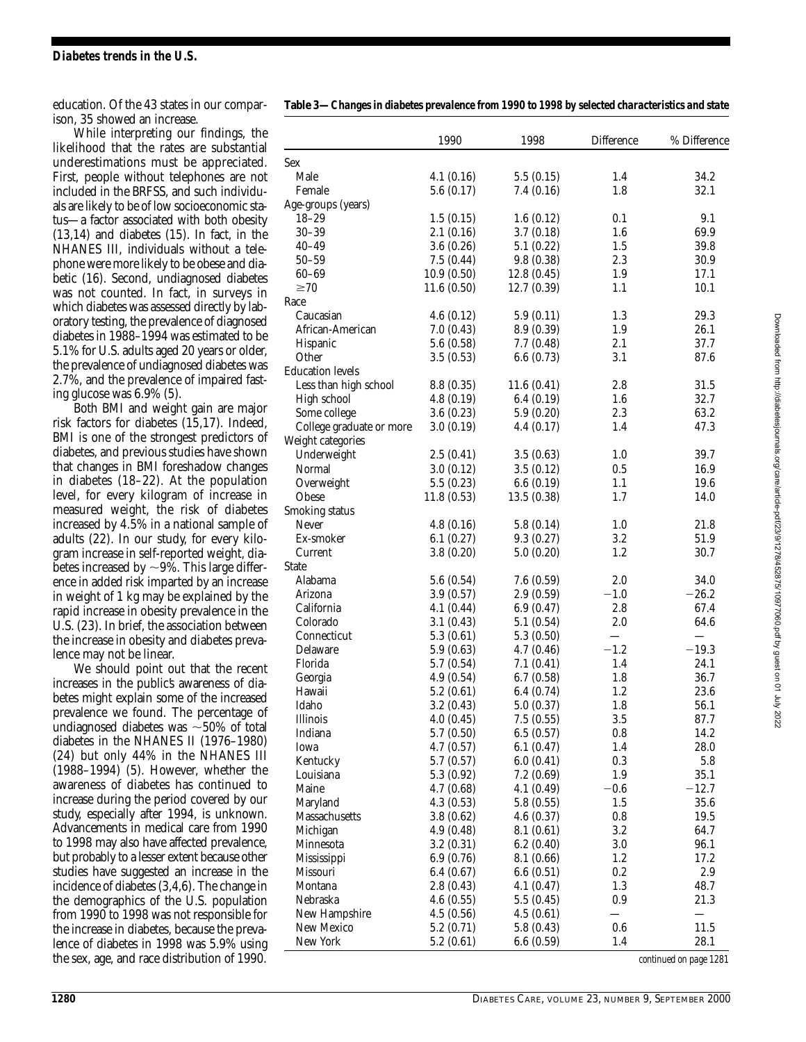education. Of the 43 states in our comparison, 35 showed an increase.

While interpreting our findings, the likelihood that the rates are substantial underestimations must be appreciated. First, people without telephones are not included in the BRFSS, and such individuals are likely to be of low socioeconomic status—a factor associated with both obesity (13,14) and diabetes (15). In fact, in the NHANES III, individuals without a telephone were more likely to be obese and diabetic (16). Second, undiagnosed diabetes was not counted. In fact, in surveys in which diabetes was assessed directly by laboratory testing, the prevalence of diagnosed diabetes in 1988–1994 was estimated to be 5.1% for U.S. adults aged 20 years or older, the prevalence of undiagnosed diabetes was 2.7%, and the prevalence of impaired fasting glucose was 6.9% (5).

Both BMI and weight gain are major risk factors for diabetes (15,17). Indeed, BMI is one of the strongest predictors of diabetes, and previous studies have shown that changes in BMI foreshadow changes in diabetes (18–22). At the population level, for every kilogram of increase in measured weight, the risk of diabetes increased by 4.5% in a national sample of adults (22). In our study, for every kilogram increase in self-reported weight, diabetes increased by ~9%. This large difference in added risk imparted by an increase in weight of 1 kg may be explained by the rapid increase in obesity prevalence in the U.S. (23). In brief, the association between the increase in obesity and diabetes prevalence may not be linear.

We should point out that the recent increases in the public's awareness of diabetes might explain some of the increased prevalence we found. The percentage of undiagnosed diabetes was ~50% of total diabetes in the NHANES II (1976–1980) (24) but only 44% in the NHANES III (1988–1994) (5). However, whether the awareness of diabetes has continued to increase during the period covered by our study, especially after 1994, is unknown. Advancements in medical care from 1990 to 1998 may also have affected prevalence, but probably to a lesser extent because other studies have suggested an increase in the incidence of diabetes (3,4,6). The change in the demographics of the U.S. population from 1990 to 1998 was not responsible for the increase in diabetes, because the prevalence of diabetes in 1998 was 5.9% using the sex, age, and race distribution of 1990.

***Table 3—Changes in diabetes prevalence from 1990 to 1998 by selected characteristics and state***

| | 1990 | 1998 | Difference | % Difference |
|---|---|---|---|---|
| Sex | | | | |
| Male | 4.1 (0.16) | 5.5 (0.15) | 1.4 | 34.2 |
| Female | 5.6 (0.17) | 7.4 (0.16) | 1.8 | 32.1 |
| Age-groups (years) | | | | |
| 18–29 | 1.5 (0.15) | 1.6 (0.12) | 0.1 | 9.1 |
| 30–39 | 2.1 (0.16) | 3.7 (0.18) | 1.6 | 69.9 |
| 40–49 | 3.6 (0.26) | 5.1 (0.22) | 1.5 | 39.8 |
| 50–59 | 7.5 (0.44) | 9.8 (0.38) | 2.3 | 30.9 |
| 60–69 | 10.9 (0.50) | 12.8 (0.45) | 1.9 | 17.1 |
| ≥70 | 11.6 (0.50) | 12.7 (0.39) | 1.1 | 10.1 |
| Race | | | | |
| Caucasian | 4.6 (0.12) | 5.9 (0.11) | 1.3 | 29.3 |
| African-American | 7.0 (0.43) | 8.9 (0.39) | 1.9 | 26.1 |
| Hispanic | 5.6 (0.58) | 7.7 (0.48) | 2.1 | 37.7 |
| Other | 3.5 (0.53) | 6.6 (0.73) | 3.1 | 87.6 |
| Education levels | | | | |
| Less than high school | 8.8 (0.35) | 11.6 (0.41) | 2.8 | 31.5 |
| High school | 4.8 (0.19) | 6.4 (0.19) | 1.6 | 32.7 |
| Some college | 3.6 (0.23) | 5.9 (0.20) | 2.3 | 63.2 |
| College graduate or more | 3.0 (0.19) | 4.4 (0.17) | 1.4 | 47.3 |
| Weight categories | | | | |
| Underweight | 2.5 (0.41) | 3.5 (0.63) | 1.0 | 39.7 |
| Normal | 3.0 (0.12) | 3.5 (0.12) | 0.5 | 16.9 |
| Overweight | 5.5 (0.23) | 6.6 (0.19) | 1.1 | 19.6 |
| Obese | 11.8 (0.53) | 13.5 (0.38) | 1.7 | 14.0 |
| Smoking status | | | | |
| Never | 4.8 (0.16) | 5.8 (0.14) | 1.0 | 21.8 |
| Ex-smoker | 6.1 (0.27) | 9.3 (0.27) | 3.2 | 51.9 |
| Current | 3.8 (0.20) | 5.0 (0.20) | 1.2 | 30.7 |
| State | | | | |
| Alabama | 5.6 (0.54) | 7.6 (0.59) | 2.0 | 34.0 |
| Arizona | 3.9 (0.57) | 2.9 (0.59) | −1.0 | −26.2 |
| California | 4.1 (0.44) | 6.9 (0.47) | 2.8 | 67.4 |
| Colorado | 3.1 (0.43) | 5.1 (0.54) | 2.0 | 64.6 |
| Connecticut | 5.3 (0.61) | 5.3 (0.50) | — | — |
| Delaware | 5.9 (0.63) | 4.7 (0.46) | −1.2 | −19.3 |
| Florida | 5.7 (0.54) | 7.1 (0.41) | 1.4 | 24.1 |
| Georgia | 4.9 (0.54) | 6.7 (0.58) | 1.8 | 36.7 |
| Hawaii | 5.2 (0.61) | 6.4 (0.74) | 1.2 | 23.6 |
| Idaho | 3.2 (0.43) | 5.0 (0.37) | 1.8 | 56.1 |
| Illinois | 4.0 (0.45) | 7.5 (0.55) | 3.5 | 87.7 |
| Indiana | 5.7 (0.50) | 6.5 (0.57) | 0.8 | 14.2 |
| Iowa | 4.7 (0.57) | 6.1 (0.47) | 1.4 | 28.0 |
| Kentucky | 5.7 (0.57) | 6.0 (0.41) | 0.3 | 5.8 |
| Louisiana | 5.3 (0.92) | 7.2 (0.69) | 1.9 | 35.1 |
| Maine | 4.7 (0.68) | 4.1 (0.49) | −0.6 | −12.7 |
| Maryland | 4.3 (0.53) | 5.8 (0.55) | 1.5 | 35.6 |
| Massachusetts | 3.8 (0.62) | 4.6 (0.37) | 0.8 | 19.5 |
| Michigan | 4.9 (0.48) | 8.1 (0.61) | 3.2 | 64.7 |
| Minnesota | 3.2 (0.31) | 6.2 (0.40) | 3.0 | 96.1 |
| Mississippi | 6.9 (0.76) | 8.1 (0.66) | 1.2 | 17.2 |
| Missouri | 6.4 (0.67) | 6.6 (0.51) | 0.2 | 2.9 |
| Montana | 2.8 (0.43) | 4.1 (0.47) | 1.3 | 48.7 |
| Nebraska | 4.6 (0.55) | 5.5 (0.45) | 0.9 | 21.3 |
| New Hampshire | 4.5 (0.56) | 4.5 (0.61) | — | — |
| New Mexico | 5.2 (0.71) | 5.8 (0.43) | 0.6 | 11.5 |
| New York | 5.2 (0.61) | 6.6 (0.59) | 1.4 | 28.1 |

*continued on page 1281*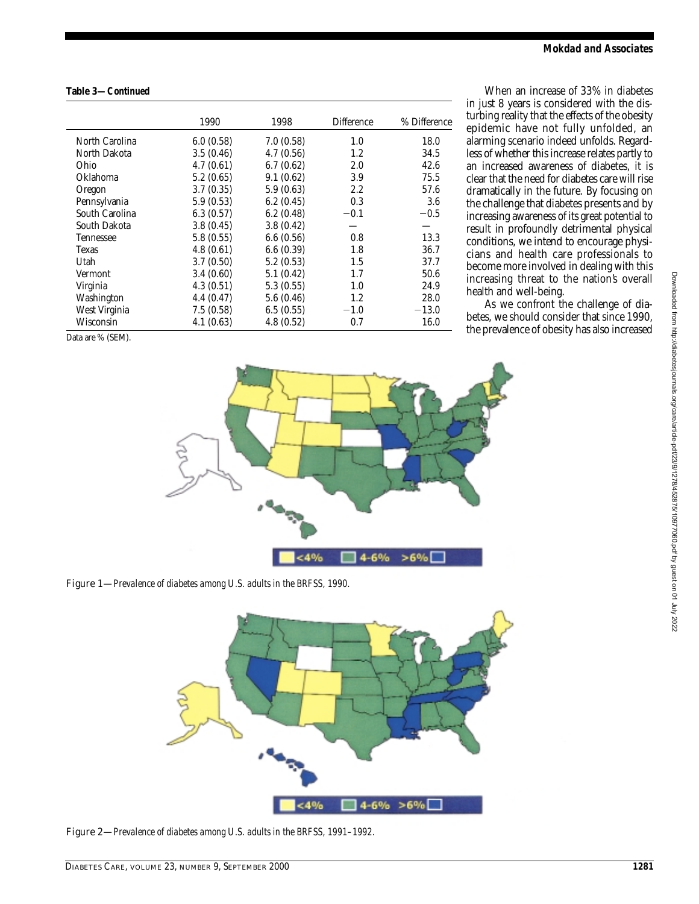**Table 3—Continued**

| | 1990 | 1998 | Difference | % Difference |
|---|---|---|---|---|
| North Carolina | 6.0 (0.58) | 7.0 (0.58) | 1.0 | 18.0 |
| North Dakota | 3.5 (0.46) | 4.7 (0.56) | 1.2 | 34.5 |
| Ohio | 4.7 (0.61) | 6.7 (0.62) | 2.0 | 42.6 |
| Oklahoma | 5.2 (0.65) | 9.1 (0.62) | 3.9 | 75.5 |
| Oregon | 3.7 (0.35) | 5.9 (0.63) | 2.2 | 57.6 |
| Pennsylvania | 5.9 (0.53) | 6.2 (0.45) | 0.3 | 3.6 |
| South Carolina | 6.3 (0.57) | 6.2 (0.48) | −0.1 | −0.5 |
| South Dakota | 3.8 (0.45) | 3.8 (0.42) | — | — |
| Tennessee | 5.8 (0.55) | 6.6 (0.56) | 0.8 | 13.3 |
| Texas | 4.8 (0.61) | 6.6 (0.39) | 1.8 | 36.7 |
| Utah | 3.7 (0.50) | 5.2 (0.53) | 1.5 | 37.7 |
| Vermont | 3.4 (0.60) | 5.1 (0.42) | 1.7 | 50.6 |
| Virginia | 4.3 (0.51) | 5.3 (0.55) | 1.0 | 24.9 |
| Washington | 4.4 (0.47) | 5.6 (0.46) | 1.2 | 28.0 |
| West Virginia | 7.5 (0.58) | 6.5 (0.55) | −1.0 | −13.0 |
| Wisconsin | 4.1 (0.63) | 4.8 (0.52) | 0.7 | 16.0 |

Data are % (SEM).

When an increase of 33% in diabetes in just 8 years is considered with the disturbing reality that the effects of the obesity epidemic have not fully unfolded, an alarming scenario indeed unfolds. Regardless of whether this increase relates partly to an increased awareness of diabetes, it is clear that the need for diabetes care will rise dramatically in the future. By focusing on the challenge that diabetes presents and by increasing awareness of its great potential to result in profoundly detrimental physical conditions, we intend to encourage physicians and health care professionals to become more involved in dealing with this increasing threat to the nation's overall health and well-being.

As we confront the challenge of diabetes, we should consider that since 1990, the prevalence of obesity has also increased

<4%
4-6%
>6%

**Figure 1**—*Prevalence of diabetes among U.S. adults in the BRFSS, 1990.*

<4%
4-6%
>6%

**Figure 2**—*Prevalence of diabetes among U.S. adults in the BRFSS, 1991–1992.*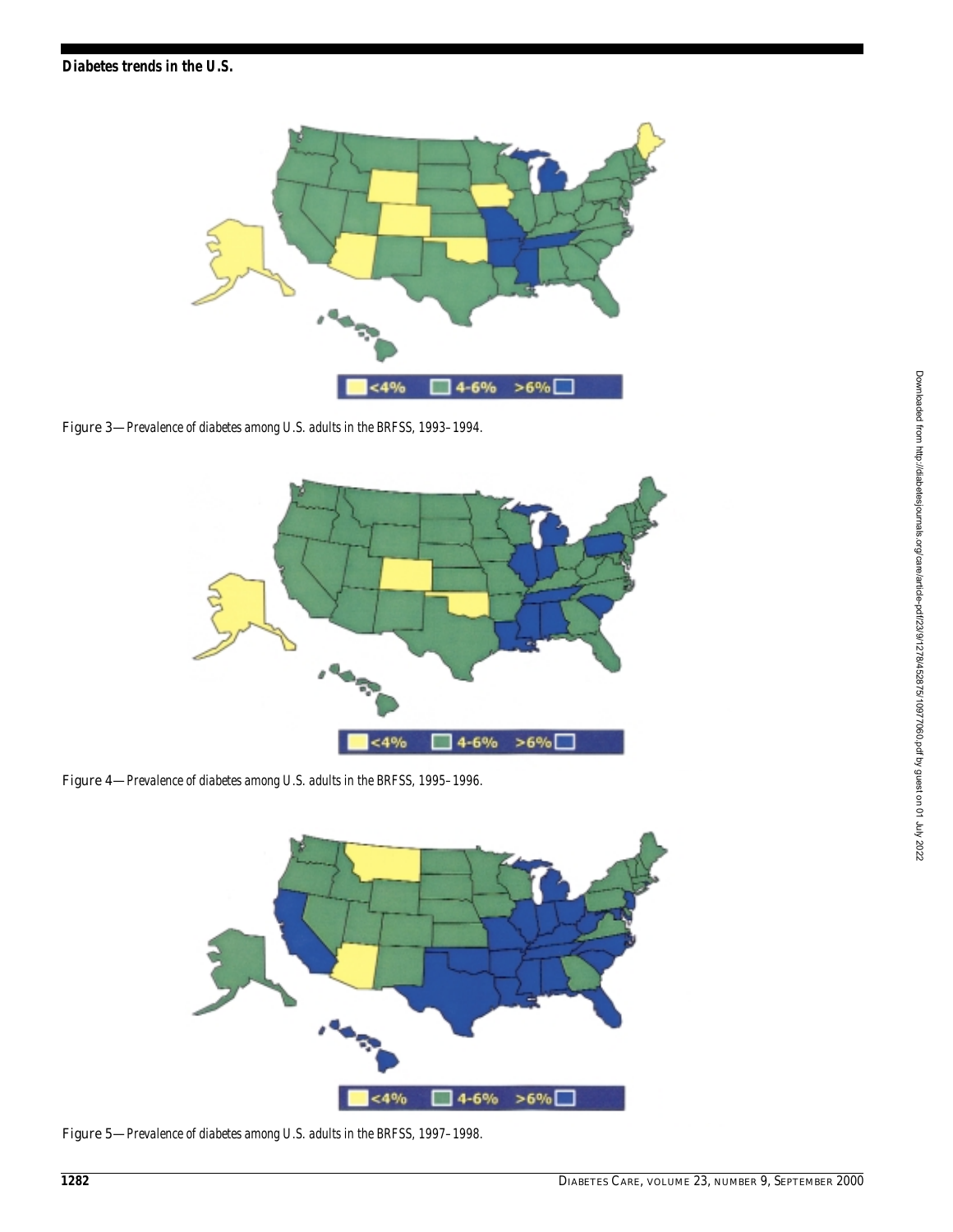<4%
4-6%
>6%

Figure 3—Prevalence of diabetes among U.S. adults in the BRFSS, 1993–1994.

<4%
4-6%
>6%

Figure 4—Prevalence of diabetes among U.S. adults in the BRFSS, 1995–1996.

<4%
4-6%
>6%

Figure 5—Prevalence of diabetes among U.S. adults in the BRFSS, 1997–1998.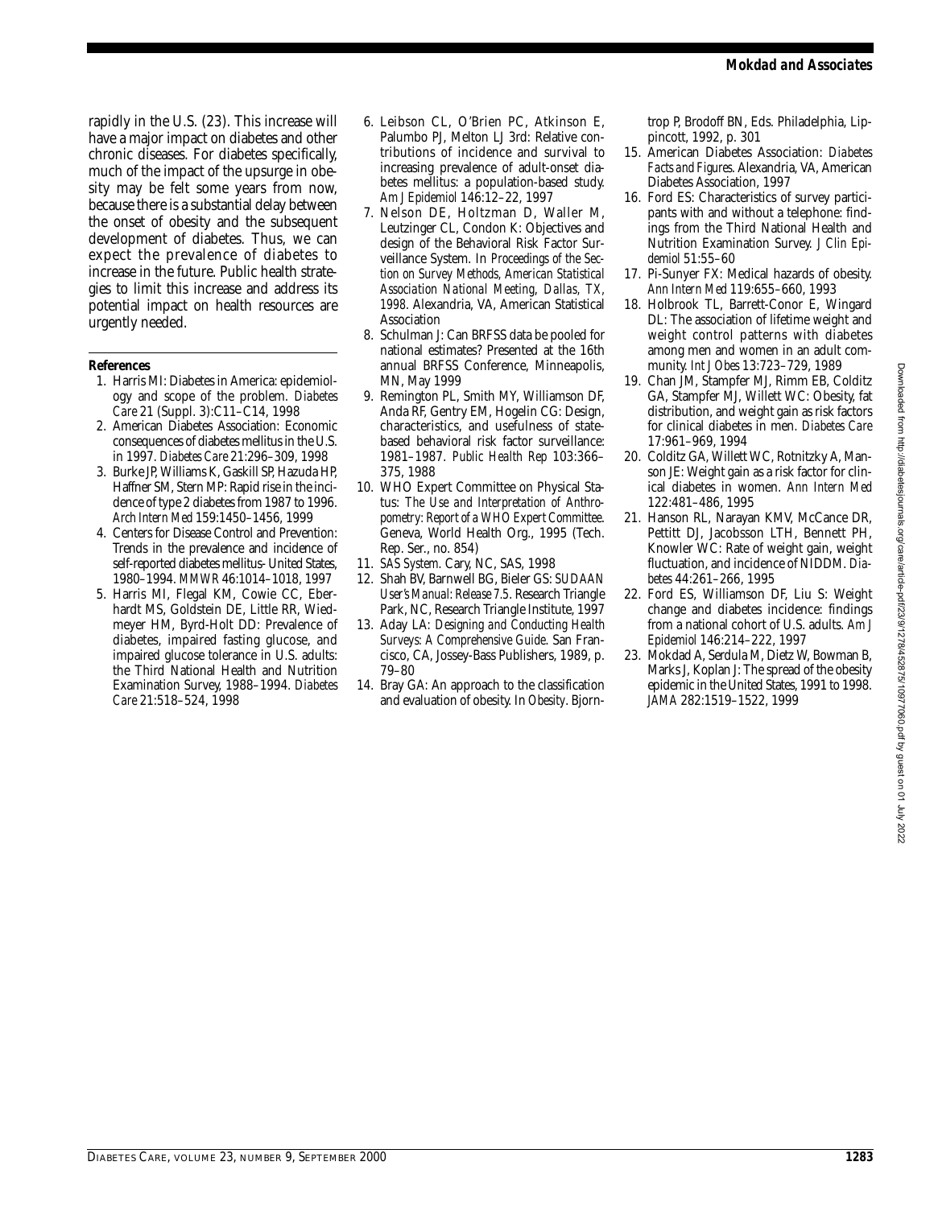rapidly in the U.S. (23). This increase will have a major impact on diabetes and other chronic diseases. For diabetes specifically, much of the impact of the upsurge in obesity may be felt some years from now, because there is a substantial delay between the onset of obesity and the subsequent development of diabetes. Thus, we can expect the prevalence of diabetes to increase in the future. Public health strategies to limit this increase and address its potential impact on health resources are urgently needed.

**References**

1. Harris MI: Diabetes in America: epidemiology and scope of the problem. *Diabetes Care* 21 (Suppl. 3):C11–C14, 1998
2. American Diabetes Association: Economic consequences of diabetes mellitus in the U.S. in 1997. *Diabetes Care* 21:296–309, 1998
3. Burke JP, Williams K, Gaskill SP, Hazuda HP, Haffner SM, Stern MP: Rapid rise in the incidence of type 2 diabetes from 1987 to 1996. *Arch Intern Med* 159:1450–1456, 1999
4. Centers for Disease Control and Prevention: Trends in the prevalence and incidence of self-reported diabetes mellitus- United States, 1980–1994. *MMWR* 46:1014–1018, 1997
5. Harris MI, Flegal KM, Cowie CC, Eberhardt MS, Goldstein DE, Little RR, Wiedmeyer HM, Byrd-Holt DD: Prevalence of diabetes, impaired fasting glucose, and impaired glucose tolerance in U.S. adults: the Third National Health and Nutrition Examination Survey, 1988–1994. *Diabetes Care* 21:518–524, 1998
6. Leibson CL, O'Brien PC, Atkinson E, Palumbo PJ, Melton LJ 3rd: Relative contributions of incidence and survival to increasing prevalence of adult-onset diabetes mellitus: a population-based study. *Am J Epidemiol* 146:12–22, 1997
7. Nelson DE, Holtzman D, Waller M, Leutzinger CL, Condon K: Objectives and design of the Behavioral Risk Factor Surveillance System. In *Proceedings of the Section on Survey Methods, American Statistical Association National Meeting, Dallas, TX, 1998*. Alexandria, VA, American Statistical Association
8. Schulman J: Can BRFSS data be pooled for national estimates? Presented at the 16th annual BRFSS Conference, Minneapolis, MN, May 1999
9. Remington PL, Smith MY, Williamson DF, Anda RF, Gentry EM, Hogelin CG: Design, characteristics, and usefulness of state-based behavioral risk factor surveillance: 1981–1987. *Public Health Rep* 103:366–375, 1988
10. WHO Expert Committee on Physical Status: *The Use and Interpretation of Anthropometry: Report of a WHO Expert Committee*. Geneva, World Health Org., 1995 (Tech. Rep. Ser., no. 854)
11. *SAS System*. Cary, NC, SAS, 1998
12. Shah BV, Barnwell BG, Bieler GS: *SUDAAN User's Manual: Release 7.5*. Research Triangle Park, NC, Research Triangle Institute, 1997
13. Aday LA: *Designing and Conducting Health Surveys: A Comprehensive Guide*. San Francisco, CA, Jossey-Bass Publishers, 1989, p. 79–80
14. Bray GA: An approach to the classification and evaluation of obesity. In *Obesity*. Bjorntrop P, Brodoff BN, Eds. Philadelphia, Lippincott, 1992, p. 301
15. American Diabetes Association: *Diabetes Facts and Figures*. Alexandria, VA, American Diabetes Association, 1997
16. Ford ES: Characteristics of survey participants with and without a telephone: findings from the Third National Health and Nutrition Examination Survey. *J Clin Epidemiol* 51:55–60
17. Pi-Sunyer FX: Medical hazards of obesity. *Ann Intern Med* 119:655–660, 1993
18. Holbrook TL, Barrett-Conor E, Wingard DL: The association of lifetime weight and weight control patterns with diabetes among men and women in an adult community. *Int J Obes* 13:723–729, 1989
19. Chan JM, Stampfer MJ, Rimm EB, Colditz GA, Stampfer MJ, Willett WC: Obesity, fat distribution, and weight gain as risk factors for clinical diabetes in men. *Diabetes Care* 17:961–969, 1994
20. Colditz GA, Willett WC, Rotnitzky A, Manson JE: Weight gain as a risk factor for clinical diabetes in women. *Ann Intern Med* 122:481–486, 1995
21. Hanson RL, Narayan KMV, McCance DR, Pettitt DJ, Jacobsson LTH, Bennett PH, Knowler WC: Rate of weight gain, weight fluctuation, and incidence of NIDDM. *Diabetes* 44:261–266, 1995
22. Ford ES, Williamson DF, Liu S: Weight change and diabetes incidence: findings from a national cohort of U.S. adults. *Am J Epidemiol* 146:214–222, 1997
23. Mokdad A, Serdula M, Dietz W, Bowman B, Marks J, Koplan J: The spread of the obesity epidemic in the United States, 1991 to 1998. *JAMA* 282:1519–1522, 1999